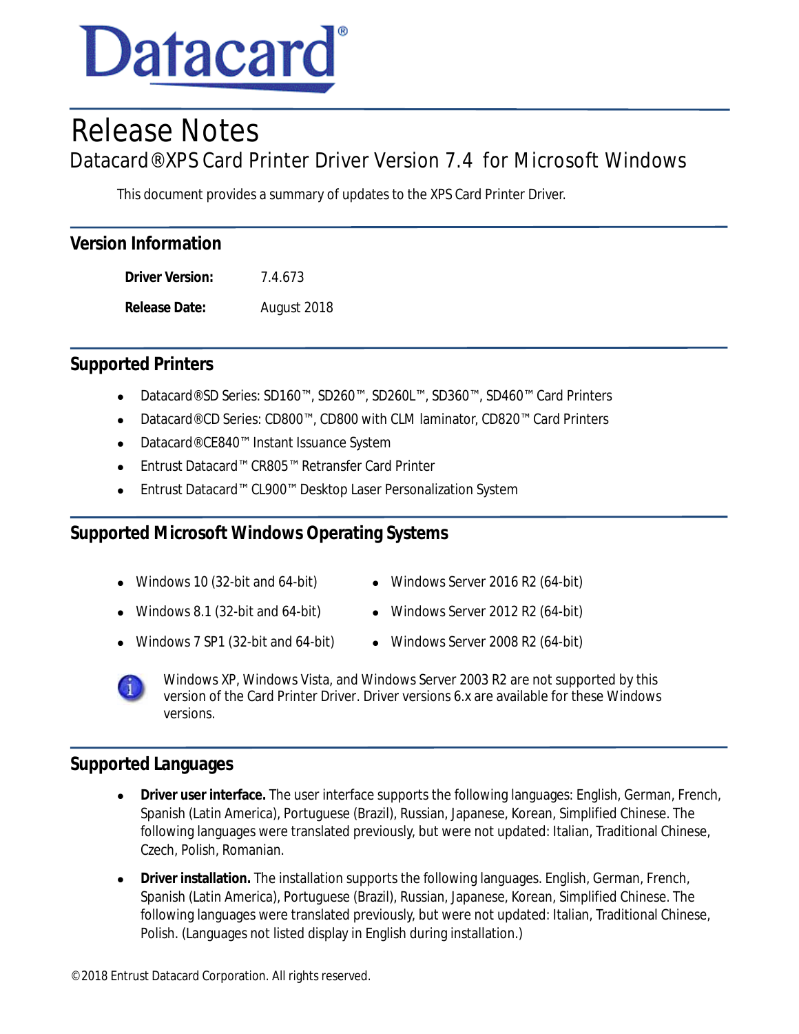# Datacard®

# Release Notes

## Datacard® XPS Card Printer Driver Version 7.4 for Microsoft Windows

This document provides a summary of updates to the XPS Card Printer Driver.

## Version Information

**Driver Version:** 7.4.673

**Release Date:** August 2018

## Supported Printers

- Datacard® SD Series: SD160™, SD260™, SD260L™, SD360™, SD460™ Card Printers
- Datacard® CD Series: CD800™, CD800 with CLM laminator, CD820™ Card Printers
- Datacard® CE840™ Instant Issuance System
- Entrust Datacard™ CR805™ Retransfer Card Printer
- Entrust Datacard™ CL900™ Desktop Laser Personalization System

## Supported Microsoft Windows Operating Systems

- Windows 10 (32-bit and 64-bit)
- Windows 8.1 (32-bit and 64-bit)
- Windows 7 SP1 (32-bit and 64-bit)
- Windows Server 2016 R2 (64-bit)
- Windows Server 2012 R2 (64-bit)
- Windows Server 2008 R2 (64-bit)

Windows XP, Windows Vista, and Windows Server 2003 R2 are not supported by this version of the Card Printer Driver. Driver versions 6.x are available for these Windows versions.

## Supported Languages

- **Driver user interface.** The user interface supports the following languages: English, German, French, Spanish (Latin America), Portuguese (Brazil), Russian, Japanese, Korean, Simplified Chinese. The following languages were translated previously, but were not updated: Italian, Traditional Chinese, Czech, Polish, Romanian.
- **Driver installation.** The installation supports the following languages. English, German, French, Spanish (Latin America), Portuguese (Brazil), Russian, Japanese, Korean, Simplified Chinese. The following languages were translated previously, but were not updated: Italian, Traditional Chinese, Polish. (Languages not listed display in English during installation.)

©2018 Entrust Datacard Corporation. All rights reserved.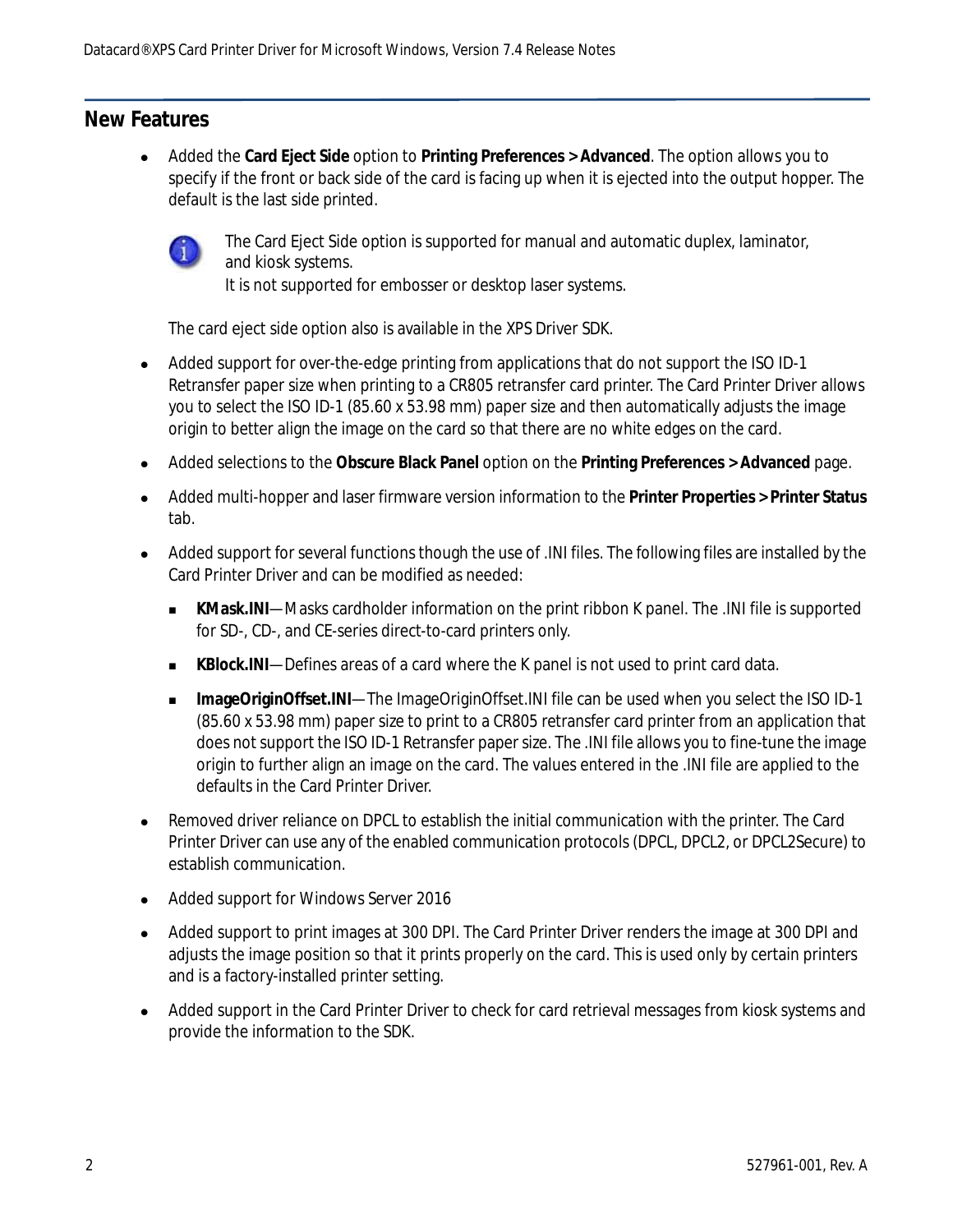## New Features

- Added the **Card Eject Side** option to **Printing Preferences > Advanced**. The option allows you to specify if the front or back side of the card is facing up when it is ejected into the output hopper. The default is the last side printed.

  > The Card Eject Side option is supported for manual and automatic duplex, laminator, and kiosk systems.
  > It is not supported for embosser or desktop laser systems.

  The card eject side option also is available in the XPS Driver SDK.

- Added support for over-the-edge printing from applications that do not support the ISO ID-1 Retransfer paper size when printing to a CR805 retransfer card printer. The Card Printer Driver allows you to select the ISO ID-1 (85.60 x 53.98 mm) paper size and then automatically adjusts the image origin to better align the image on the card so that there are no white edges on the card.

- Added selections to the **Obscure Black Panel** option on the **Printing Preferences > Advanced** page.

- Added multi-hopper and laser firmware version information to the **Printer Properties > Printer Status** tab.

- Added support for several functions though the use of .INI files. The following files are installed by the Card Printer Driver and can be modified as needed:

  - **KMask.INI**—Masks cardholder information on the print ribbon K panel. The .INI file is supported for SD-, CD-, and CE-series direct-to-card printers only.

  - **KBlock.INI**—Defines areas of a card where the K panel is not used to print card data.

  - **ImageOriginOffset.INI**—The ImageOriginOffset.INI file can be used when you select the ISO ID-1 (85.60 x 53.98 mm) paper size to print to a CR805 retransfer card printer from an application that does not support the ISO ID-1 Retransfer paper size. The .INI file allows you to fine-tune the image origin to further align an image on the card. The values entered in the .INI file are applied to the defaults in the Card Printer Driver.

- Removed driver reliance on DPCL to establish the initial communication with the printer. The Card Printer Driver can use any of the enabled communication protocols (DPCL, DPCL2, or DPCL2Secure) to establish communication.

- Added support for Windows Server 2016

- Added support to print images at 300 DPI. The Card Printer Driver renders the image at 300 DPI and adjusts the image position so that it prints properly on the card. This is used only by certain printers and is a factory-installed printer setting.

- Added support in the Card Printer Driver to check for card retrieval messages from kiosk systems and provide the information to the SDK.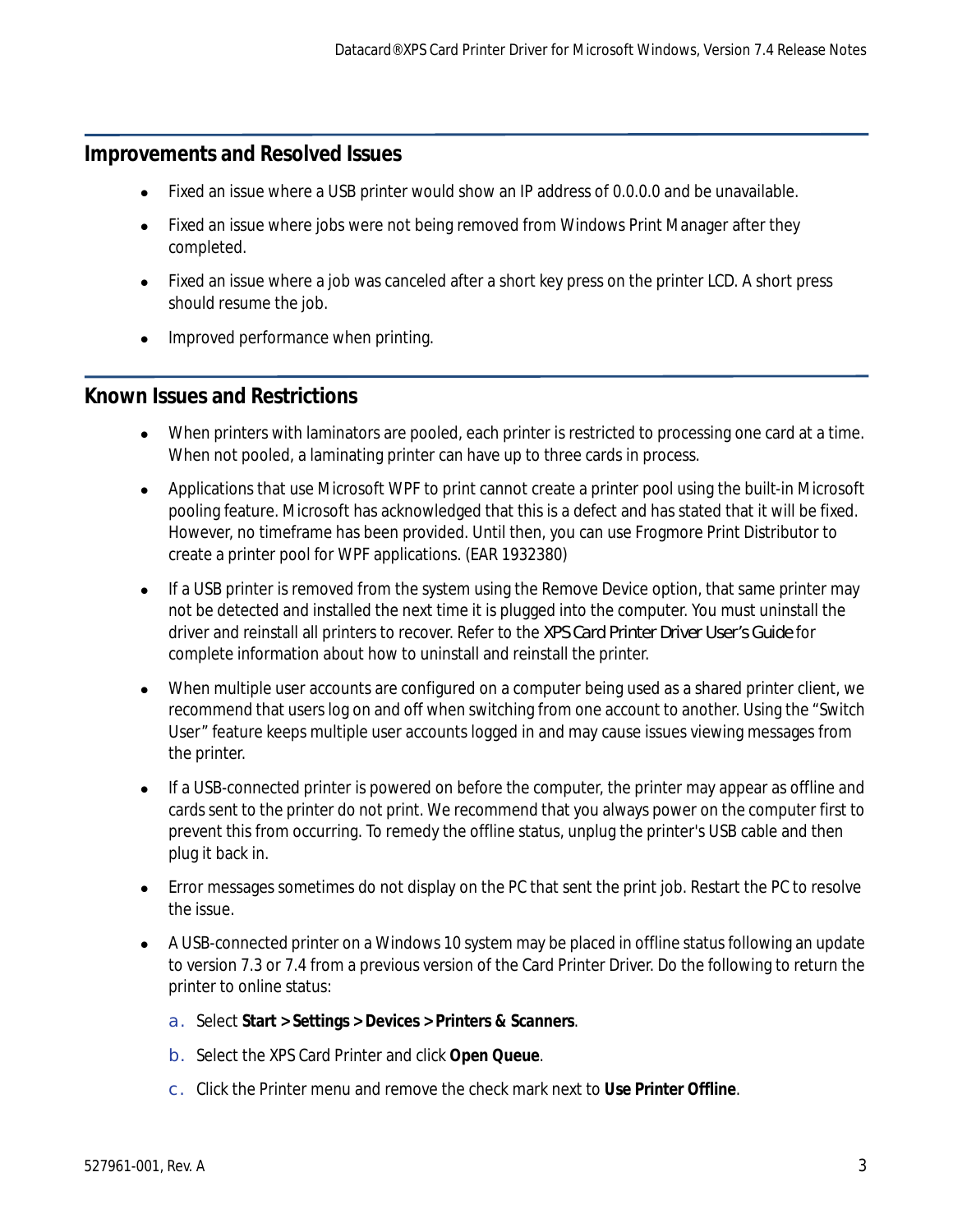## Improvements and Resolved Issues

- Fixed an issue where a USB printer would show an IP address of 0.0.0.0 and be unavailable.
- Fixed an issue where jobs were not being removed from Windows Print Manager after they completed.
- Fixed an issue where a job was canceled after a short key press on the printer LCD. A short press should resume the job.
- Improved performance when printing.

## Known Issues and Restrictions

- When printers with laminators are pooled, each printer is restricted to processing one card at a time. When not pooled, a laminating printer can have up to three cards in process.
- Applications that use Microsoft WPF to print cannot create a printer pool using the built-in Microsoft pooling feature. Microsoft has acknowledged that this is a defect and has stated that it will be fixed. However, no timeframe has been provided. Until then, you can use Frogmore Print Distributor to create a printer pool for WPF applications. (EAR 1932380)
- If a USB printer is removed from the system using the Remove Device option, that same printer may not be detected and installed the next time it is plugged into the computer. You must uninstall the driver and reinstall all printers to recover. Refer to the *XPS Card Printer Driver User's Guide* for complete information about how to uninstall and reinstall the printer.
- When multiple user accounts are configured on a computer being used as a shared printer client, we recommend that users log on and off when switching from one account to another. Using the "Switch User" feature keeps multiple user accounts logged in and may cause issues viewing messages from the printer.
- If a USB-connected printer is powered on before the computer, the printer may appear as offline and cards sent to the printer do not print. We recommend that you always power on the computer first to prevent this from occurring. To remedy the offline status, unplug the printer's USB cable and then plug it back in.
- Error messages sometimes do not display on the PC that sent the print job. Restart the PC to resolve the issue.
- A USB-connected printer on a Windows 10 system may be placed in offline status following an update to version 7.3 or 7.4 from a previous version of the Card Printer Driver. Do the following to return the printer to online status:

  a. Select **Start > Settings > Devices > Printers & Scanners**.

  b. Select the XPS Card Printer and click **Open Queue**.

  c. Click the Printer menu and remove the check mark next to **Use Printer Offline**.